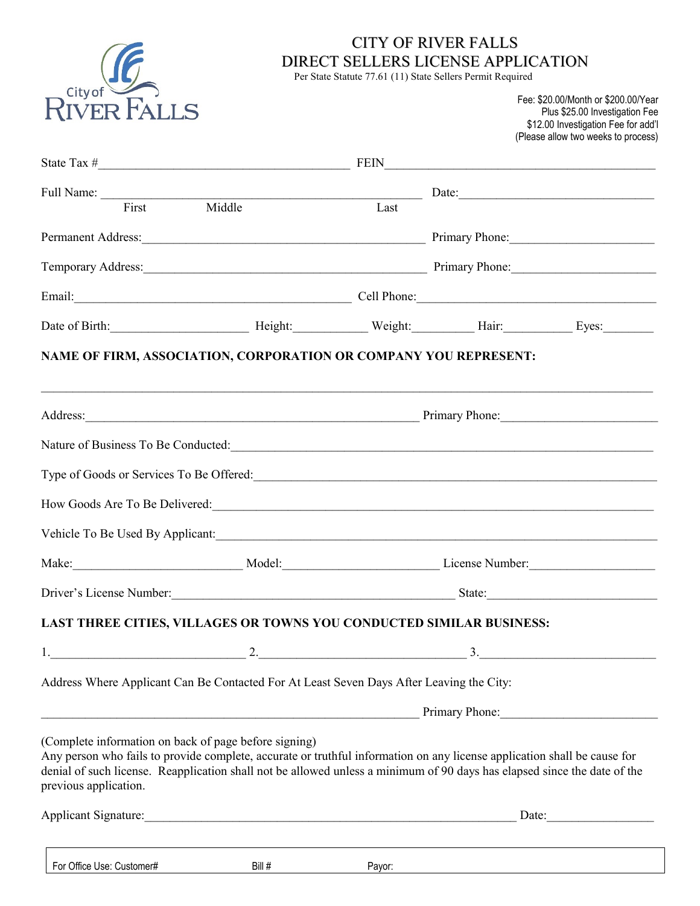City of RIVER FALLS

# CITY OF RIVER FALLS
# DIRECT SELLERS LICENSE APPLICATION

Per State Statute 77.61 (11) State Sellers Permit Required

Fee: $20.00/Month or $200.00/Year
Plus $25.00 Investigation Fee
$12.00 Investigation Fee for add'l
(Please allow two weeks to process)

State Tax #________________________________ FEIN________________________________

Full Name: ________________________________________ Date:________________________
First Middle Last

Permanent Address:________________________________ Primary Phone:________________

Temporary Address:________________________________ Primary Phone:________________

Email:________________________________ Cell Phone:________________________________

Date of Birth:________________ Height:__________ Weight:__________ Hair:__________ Eyes:________

**NAME OF FIRM, ASSOCIATION, CORPORATION OR COMPANY YOU REPRESENT:**

____________________________________________________________________________

Address:________________________________________ Primary Phone:________________

Nature of Business To Be Conducted:________________________________________________

Type of Goods or Services To Be Offered:____________________________________________

How Goods Are To Be Delivered:____________________________________________________

Vehicle To Be Used By Applicant:__________________________________________________

Make:____________________ Model:____________________ License Number:________________

Driver's License Number:________________________________ State:______________________

**LAST THREE CITIES, VILLAGES OR TOWNS YOU CONDUCTED SIMILAR BUSINESS:**

1.________________________ 2.________________________ 3.________________________

Address Where Applicant Can Be Contacted For At Least Seven Days After Leaving the City:

________________________________________________ Primary Phone:________________________

(Complete information on back of page before signing)
Any person who fails to provide complete, accurate or truthful information on any license application shall be cause for denial of such license. Reapplication shall not be allowed unless a minimum of 90 days has elapsed since the date of the previous application.

Applicant Signature:________________________________________________ Date:________________

| For Office Use: Customer# | Bill # | Payor: |
|---|---|---|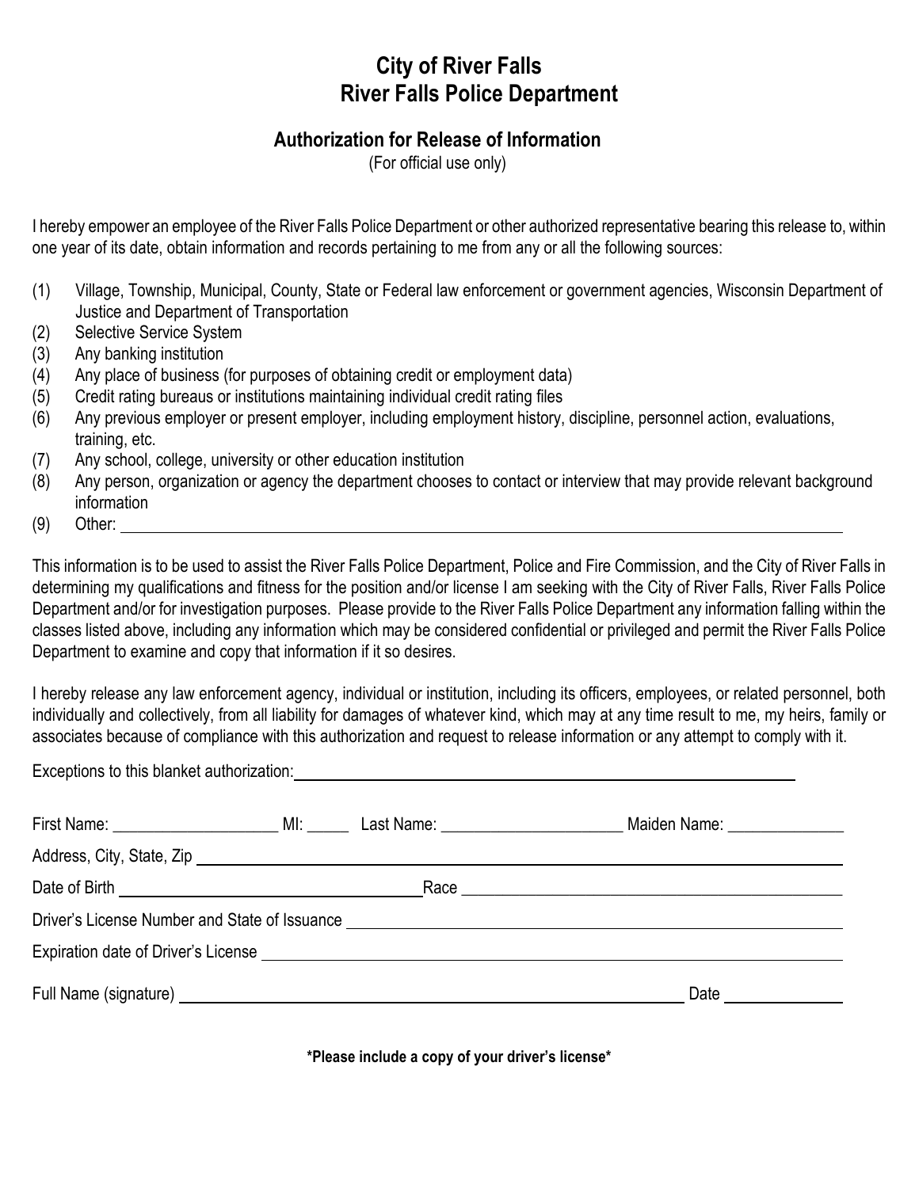# City of River Falls
# River Falls Police Department

## Authorization for Release of Information

(For official use only)

I hereby empower an employee of the River Falls Police Department or other authorized representative bearing this release to, within one year of its date, obtain information and records pertaining to me from any or all the following sources:

(1) Village, Township, Municipal, County, State or Federal law enforcement or government agencies, Wisconsin Department of Justice and Department of Transportation
(2) Selective Service System
(3) Any banking institution
(4) Any place of business (for purposes of obtaining credit or employment data)
(5) Credit rating bureaus or institutions maintaining individual credit rating files
(6) Any previous employer or present employer, including employment history, discipline, personnel action, evaluations, training, etc.
(7) Any school, college, university or other education institution
(8) Any person, organization or agency the department chooses to contact or interview that may provide relevant background information
(9) Other: ______________________________________________

This information is to be used to assist the River Falls Police Department, Police and Fire Commission, and the City of River Falls in determining my qualifications and fitness for the position and/or license I am seeking with the City of River Falls, River Falls Police Department and/or for investigation purposes. Please provide to the River Falls Police Department any information falling within the classes listed above, including any information which may be considered confidential or privileged and permit the River Falls Police Department to examine and copy that information if it so desires.

I hereby release any law enforcement agency, individual or institution, including its officers, employees, or related personnel, both individually and collectively, from all liability for damages of whatever kind, which may at any time result to me, my heirs, family or associates because of compliance with this authorization and request to release information or any attempt to comply with it.

Exceptions to this blanket authorization: ______________________________________________

First Name: ____________________ MI: _____ Last Name: ______________________ Maiden Name: ______________

Address, City, State, Zip ______________________________________________

Date of Birth ______________________ Race ______________________

Driver's License Number and State of Issuance ______________________________________________

Expiration date of Driver's License ______________________________________________

Full Name (signature) ______________________________________________ Date ______________

**\*Please include a copy of your driver's license\***